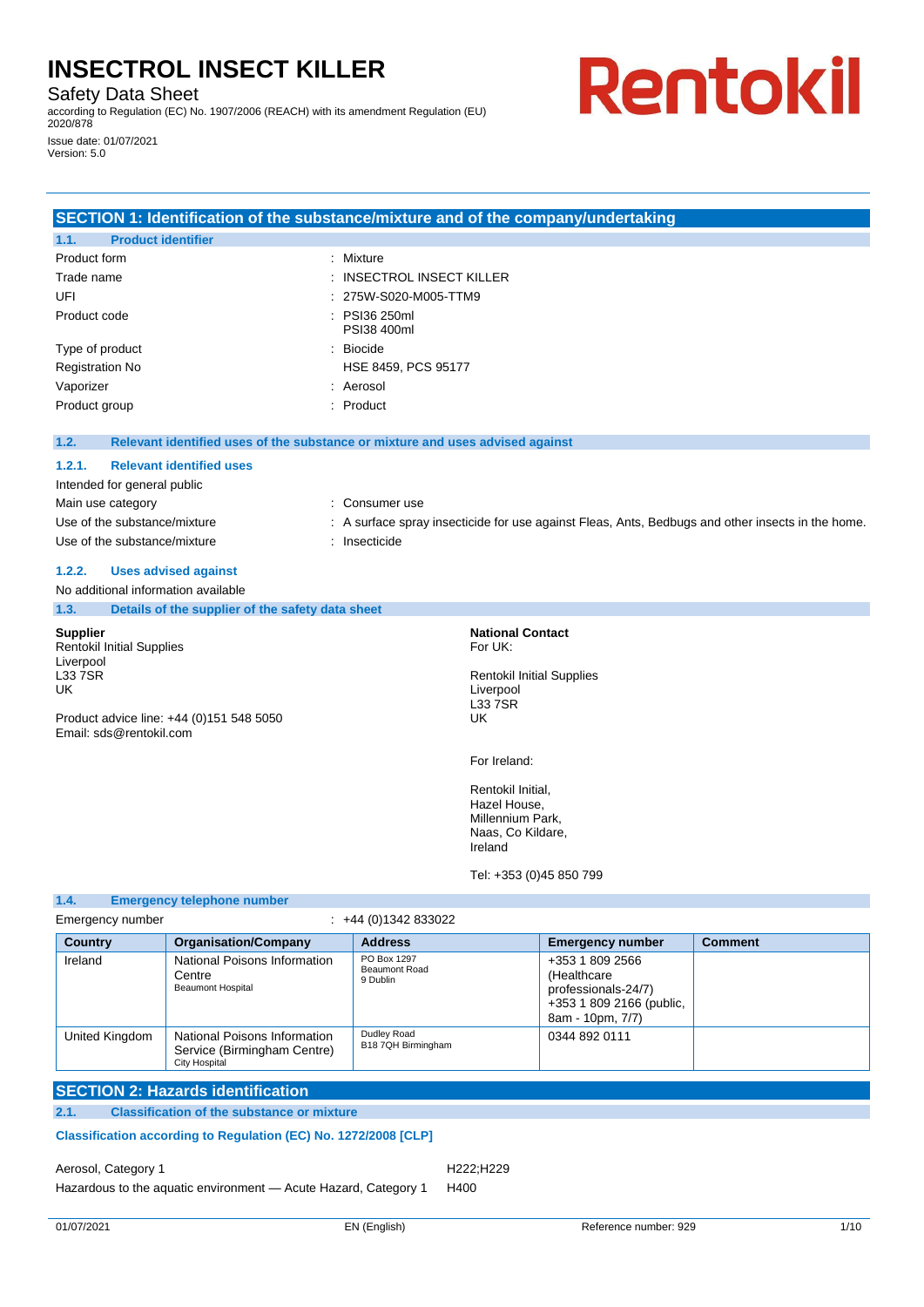# INSECTROL INSECT KILLER

Safety Data Sheet

according to Regulation (EC) No. 1907/2006 (REACH) with its amendment Regulation (EU) 2020/878

Issue date: 01/07/2021

Version: 5.0

Rentokil

## SECTION 1: Identification of the substance/mixture and of the company/undertaking

### 1.1. Product identifier

| | |
|---|---|
| Product form | : Mixture |
| Trade name | : INSECTROL INSECT KILLER |
| UFI | : 275W-S020-M005-TTM9 |
| Product code | : PSI36 250ml<br>PSI38 400ml |
| Type of product | : Biocide |
| Registration No | HSE 8459, PCS 95177 |
| Vaporizer | : Aerosol |
| Product group | : Product |

### 1.2. Relevant identified uses of the substance or mixture and uses advised against

#### 1.2.1. Relevant identified uses

Intended for general public

| | |
|---|---|
| Main use category | : Consumer use |
| Use of the substance/mixture | : A surface spray insecticide for use against Fleas, Ants, Bedbugs and other insects in the home. |
| Use of the substance/mixture | : Insecticide |

#### 1.2.2. Uses advised against

No additional information available

### 1.3. Details of the supplier of the safety data sheet

**Supplier**
Rentokil Initial Supplies
Liverpool
L33 7SR
UK

Product advice line: +44 (0)151 548 5050
Email: sds@rentokil.com

**National Contact**
For UK:

Rentokil Initial Supplies
Liverpool
L33 7SR
UK

For Ireland:

Rentokil Initial,
Hazel House,
Millennium Park,
Naas, Co Kildare,
Ireland

Tel: +353 (0)45 850 799

### 1.4. Emergency telephone number

Emergency number : +44 (0)1342 833022

| Country | Organisation/Company | Address | Emergency number | Comment |
|---|---|---|---|---|
| Ireland | National Poisons Information Centre<br>Beaumont Hospital | PO Box 1297<br>Beaumont Road<br>9 Dublin | +353 1 809 2566 (Healthcare professionals-24/7)<br>+353 1 809 2166 (public, 8am - 10pm, 7/7) | |
| United Kingdom | National Poisons Information Service (Birmingham Centre)<br>City Hospital | Dudley Road<br>B18 7QH Birmingham | 0344 892 0111 | |

## SECTION 2: Hazards identification

### 2.1. Classification of the substance or mixture

**Classification according to Regulation (EC) No. 1272/2008 [CLP]**

| | |
|---|---|
| Aerosol, Category 1 | H222;H229 |
| Hazardous to the aquatic environment — Acute Hazard, Category 1 | H400 |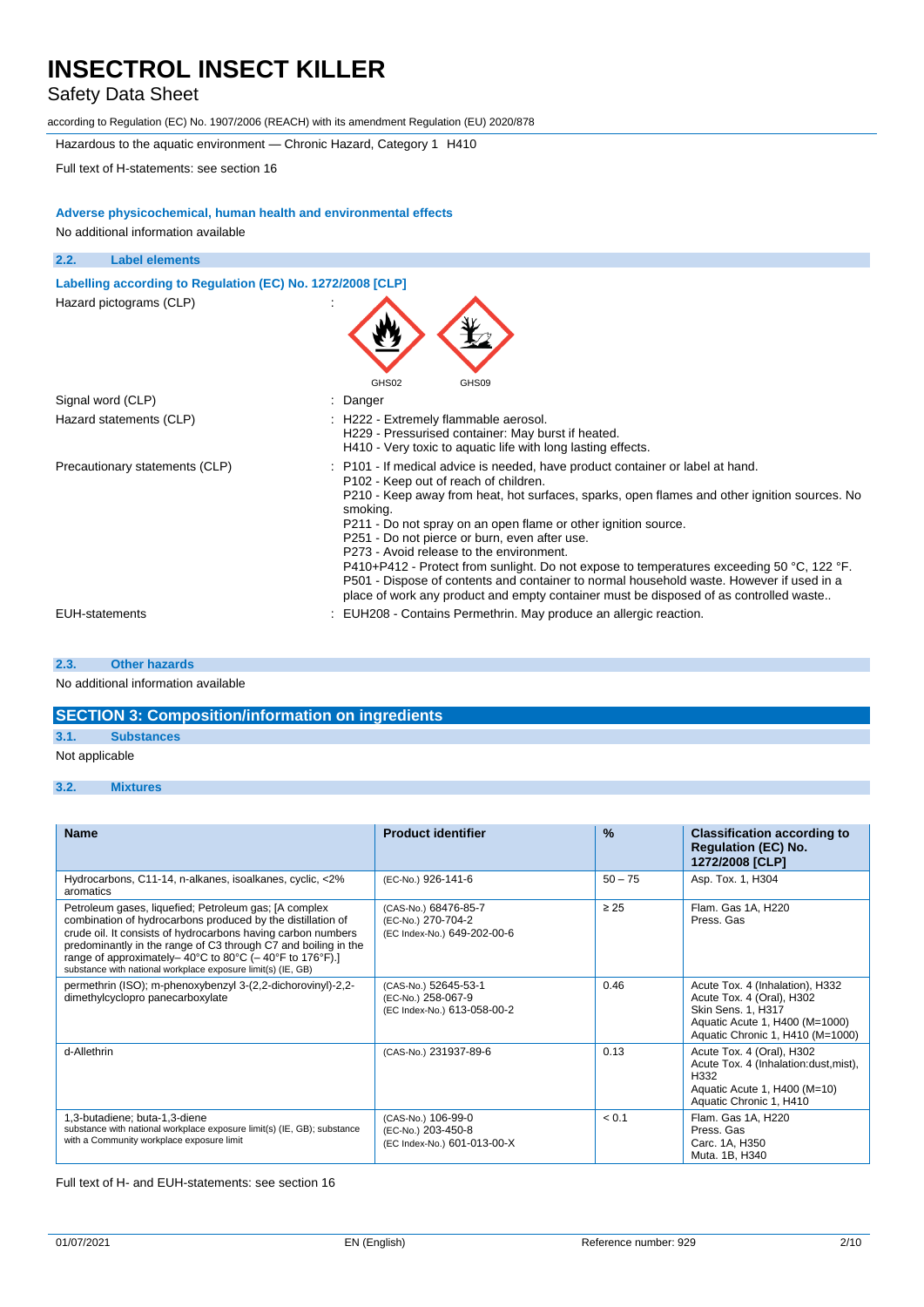Hazardous to the aquatic environment — Chronic Hazard, Category 1 H410

Full text of H-statements: see section 16

### Adverse physicochemical, human health and environmental effects

No additional information available

## 2.2. Label elements

### Labelling according to Regulation (EC) No. 1272/2008 [CLP]

Hazard pictograms (CLP) :

GHS02 GHS09

Signal word (CLP) : Danger

Hazard statements (CLP) :
- H222 - Extremely flammable aerosol.
- H229 - Pressurised container: May burst if heated.
- H410 - Very toxic to aquatic life with long lasting effects.

Precautionary statements (CLP) :
- P101 - If medical advice is needed, have product container or label at hand.
- P102 - Keep out of reach of children.
- P210 - Keep away from heat, hot surfaces, sparks, open flames and other ignition sources. No smoking.
- P211 - Do not spray on an open flame or other ignition source.
- P251 - Do not pierce or burn, even after use.
- P273 - Avoid release to the environment.
- P410+P412 - Protect from sunlight. Do not expose to temperatures exceeding 50 °C, 122 °F.
- P501 - Dispose of contents and container to normal household waste. However if used in a place of work any product and empty container must be disposed of as controlled waste..

EUH-statements : EUH208 - Contains Permethrin. May produce an allergic reaction.

## 2.3. Other hazards

No additional information available

# SECTION 3: Composition/information on ingredients

## 3.1. Substances

Not applicable

## 3.2. Mixtures

| Name | Product identifier | % | Classification according to Regulation (EC) No. 1272/2008 [CLP] |
|---|---|---|---|
| Hydrocarbons, C11-14, n-alkanes, isoalkanes, cyclic, <2% aromatics | (EC-No.) 926-141-6 | 50 – 75 | Asp. Tox. 1, H304 |
| Petroleum gases, liquefied; Petroleum gas; [A complex combination of hydrocarbons produced by the distillation of crude oil. It consists of hydrocarbons having carbon numbers predominantly in the range of C3 through C7 and boiling in the range of approximately– 40°C to 80°C (– 40°F to 176°F).]<br>substance with national workplace exposure limit(s) (IE, GB) | (CAS-No.) 68476-85-7<br>(EC-No.) 270-704-2<br>(EC Index-No.) 649-202-00-6 | ≥ 25 | Flam. Gas 1A, H220<br>Press. Gas |
| permethrin (ISO); m-phenoxybenzyl 3-(2,2-dichorovinyl)-2,2-dimethylcyclopro panecarboxylate | (CAS-No.) 52645-53-1<br>(EC-No.) 258-067-9<br>(EC Index-No.) 613-058-00-2 | 0.46 | Acute Tox. 4 (Inhalation), H332<br>Acute Tox. 4 (Oral), H302<br>Skin Sens. 1, H317<br>Aquatic Acute 1, H400 (M=1000)<br>Aquatic Chronic 1, H410 (M=1000) |
| d-Allethrin | (CAS-No.) 231937-89-6 | 0.13 | Acute Tox. 4 (Oral), H302<br>Acute Tox. 4 (Inhalation:dust,mist), H332<br>Aquatic Acute 1, H400 (M=10)<br>Aquatic Chronic 1, H410 |
| 1,3-butadiene; buta-1,3-diene<br>substance with national workplace exposure limit(s) (IE, GB); substance with a Community workplace exposure limit | (CAS-No.) 106-99-0<br>(EC-No.) 203-450-8<br>(EC Index-No.) 601-013-00-X | < 0.1 | Flam. Gas 1A, H220<br>Press. Gas<br>Carc. 1A, H350<br>Muta. 1B, H340 |

Full text of H- and EUH-statements: see section 16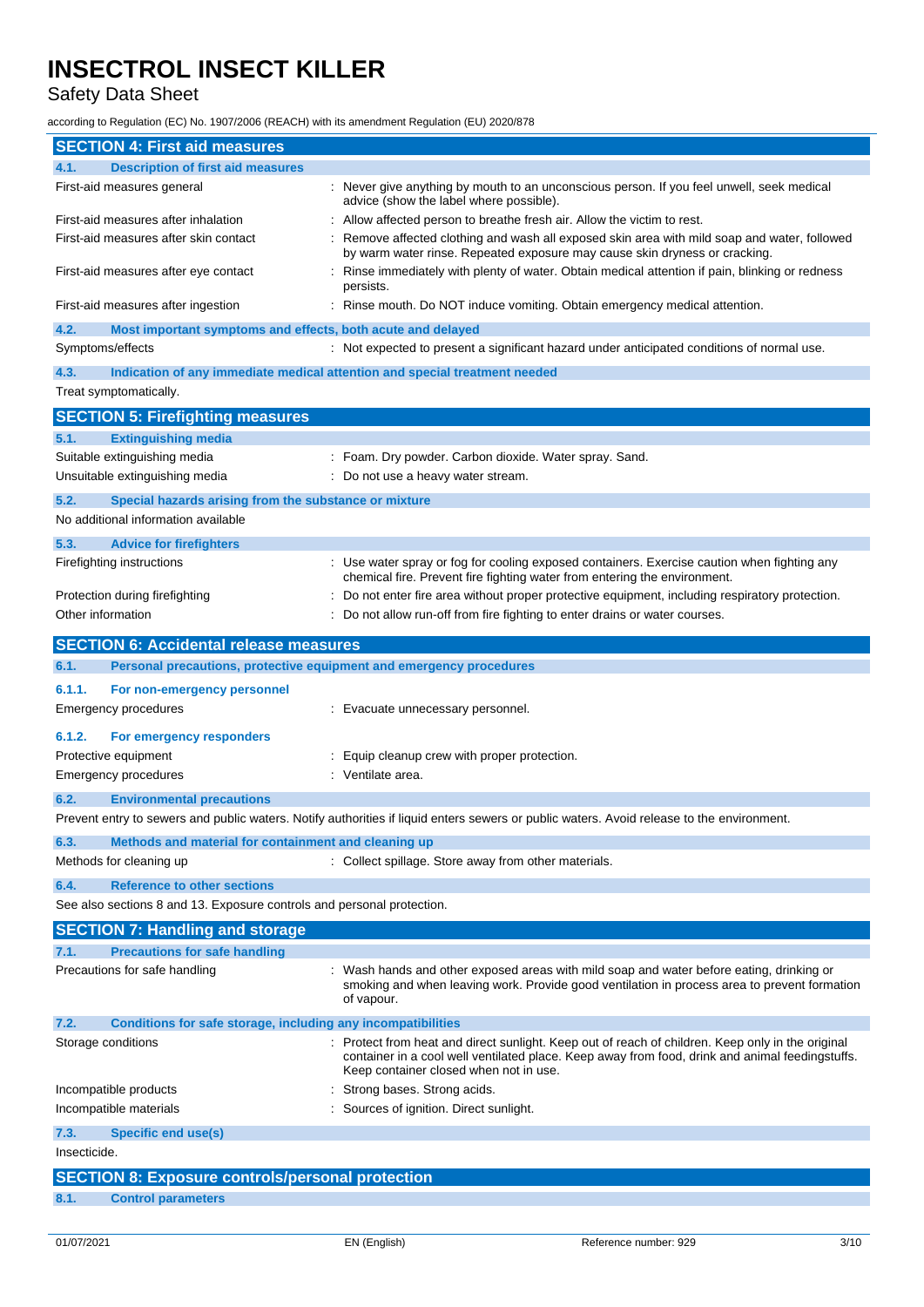## SECTION 4: First aid measures

### 4.1. Description of first aid measures

| | |
|---|---|
| First-aid measures general | : Never give anything by mouth to an unconscious person. If you feel unwell, seek medical advice (show the label where possible). |
| First-aid measures after inhalation | : Allow affected person to breathe fresh air. Allow the victim to rest. |
| First-aid measures after skin contact | : Remove affected clothing and wash all exposed skin area with mild soap and water, followed by warm water rinse. Repeated exposure may cause skin dryness or cracking. |
| First-aid measures after eye contact | : Rinse immediately with plenty of water. Obtain medical attention if pain, blinking or redness persists. |
| First-aid measures after ingestion | : Rinse mouth. Do NOT induce vomiting. Obtain emergency medical attention. |

### 4.2. Most important symptoms and effects, both acute and delayed

| | |
|---|---|
| Symptoms/effects | : Not expected to present a significant hazard under anticipated conditions of normal use. |

### 4.3. Indication of any immediate medical attention and special treatment needed

Treat symptomatically.

## SECTION 5: Firefighting measures

### 5.1. Extinguishing media

| | |
|---|---|
| Suitable extinguishing media | : Foam. Dry powder. Carbon dioxide. Water spray. Sand. |
| Unsuitable extinguishing media | : Do not use a heavy water stream. |

### 5.2. Special hazards arising from the substance or mixture

No additional information available

### 5.3. Advice for firefighters

| | |
|---|---|
| Firefighting instructions | : Use water spray or fog for cooling exposed containers. Exercise caution when fighting any chemical fire. Prevent fire fighting water from entering the environment. |
| Protection during firefighting | : Do not enter fire area without proper protective equipment, including respiratory protection. |
| Other information | : Do not allow run-off from fire fighting to enter drains or water courses. |

## SECTION 6: Accidental release measures

### 6.1. Personal precautions, protective equipment and emergency procedures

#### 6.1.1. For non-emergency personnel

| | |
|---|---|
| Emergency procedures | : Evacuate unnecessary personnel. |

#### 6.1.2. For emergency responders

| | |
|---|---|
| Protective equipment | : Equip cleanup crew with proper protection. |
| Emergency procedures | : Ventilate area. |

### 6.2. Environmental precautions

Prevent entry to sewers and public waters. Notify authorities if liquid enters sewers or public waters. Avoid release to the environment.

### 6.3. Methods and material for containment and cleaning up

| | |
|---|---|
| Methods for cleaning up | : Collect spillage. Store away from other materials. |

### 6.4. Reference to other sections

See also sections 8 and 13. Exposure controls and personal protection.

## SECTION 7: Handling and storage

### 7.1. Precautions for safe handling

| | |
|---|---|
| Precautions for safe handling | : Wash hands and other exposed areas with mild soap and water before eating, drinking or smoking and when leaving work. Provide good ventilation in process area to prevent formation of vapour. |

### 7.2. Conditions for safe storage, including any incompatibilities

| | |
|---|---|
| Storage conditions | : Protect from heat and direct sunlight. Keep out of reach of children. Keep only in the original container in a cool well ventilated place. Keep away from food, drink and animal feedingstuffs. Keep container closed when not in use. |
| Incompatible products | : Strong bases. Strong acids. |
| Incompatible materials | : Sources of ignition. Direct sunlight. |

### 7.3. Specific end use(s)

Insecticide.

## SECTION 8: Exposure controls/personal protection

### 8.1. Control parameters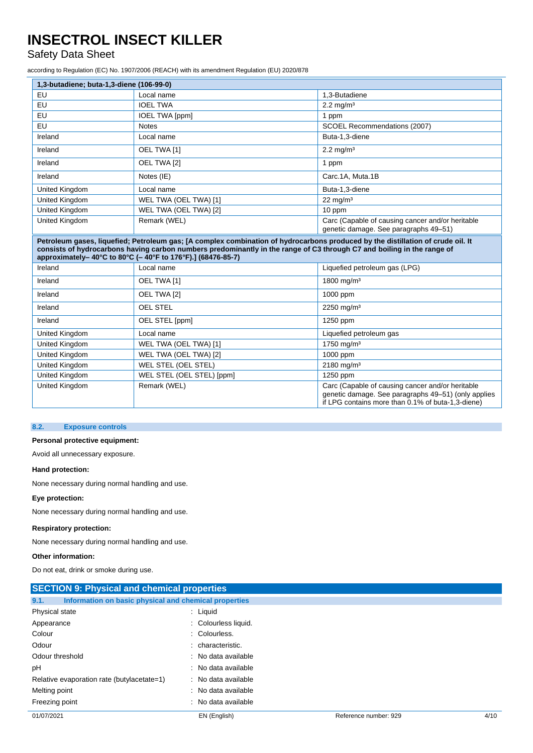| 1,3-butadiene; buta-1,3-diene (106-99-0) | | |
|---|---|---|
| EU | Local name | 1,3-Butadiene |
| EU | IOEL TWA | 2.2 mg/m³ |
| EU | IOEL TWA [ppm] | 1 ppm |
| EU | Notes | SCOEL Recommendations (2007) |
| Ireland | Local name | Buta-1,3-diene |
| Ireland | OEL TWA [1] | 2.2 mg/m³ |
| Ireland | OEL TWA [2] | 1 ppm |
| Ireland | Notes (IE) | Carc.1A, Muta.1B |
| United Kingdom | Local name | Buta-1,3-diene |
| United Kingdom | WEL TWA (OEL TWA) [1] | 22 mg/m³ |
| United Kingdom | WEL TWA (OEL TWA) [2] | 10 ppm |
| United Kingdom | Remark (WEL) | Carc (Capable of causing cancer and/or heritable genetic damage. See paragraphs 49–51) |

| Petroleum gases, liquefied; Petroleum gas; [A complex combination of hydrocarbons produced by the distillation of crude oil. It consists of hydrocarbons having carbon numbers predominantly in the range of C3 through C7 and boiling in the range of approximately– 40°C to 80°C (– 40°F to 176°F).] (68476-85-7) | | |
|---|---|---|
| Ireland | Local name | Liquefied petroleum gas (LPG) |
| Ireland | OEL TWA [1] | 1800 mg/m³ |
| Ireland | OEL TWA [2] | 1000 ppm |
| Ireland | OEL STEL | 2250 mg/m³ |
| Ireland | OEL STEL [ppm] | 1250 ppm |
| United Kingdom | Local name | Liquefied petroleum gas |
| United Kingdom | WEL TWA (OEL TWA) [1] | 1750 mg/m³ |
| United Kingdom | WEL TWA (OEL TWA) [2] | 1000 ppm |
| United Kingdom | WEL STEL (OEL STEL) | 2180 mg/m³ |
| United Kingdom | WEL STEL (OEL STEL) [ppm] | 1250 ppm |
| United Kingdom | Remark (WEL) | Carc (Capable of causing cancer and/or heritable genetic damage. See paragraphs 49–51) (only applies if LPG contains more than 0.1% of buta-1,3-diene) |

### 8.2. Exposure controls

**Personal protective equipment:**

Avoid all unnecessary exposure.

**Hand protection:**

None necessary during normal handling and use.

**Eye protection:**

None necessary during normal handling and use.

**Respiratory protection:**

None necessary during normal handling and use.

**Other information:**

Do not eat, drink or smoke during use.

## SECTION 9: Physical and chemical properties

### 9.1. Information on basic physical and chemical properties

| | |
|---|---|
| Physical state | : Liquid |
| Appearance | : Colourless liquid. |
| Colour | : Colourless. |
| Odour | : characteristic. |
| Odour threshold | : No data available |
| pH | : No data available |
| Relative evaporation rate (butylacetate=1) | : No data available |
| Melting point | : No data available |
| Freezing point | : No data available |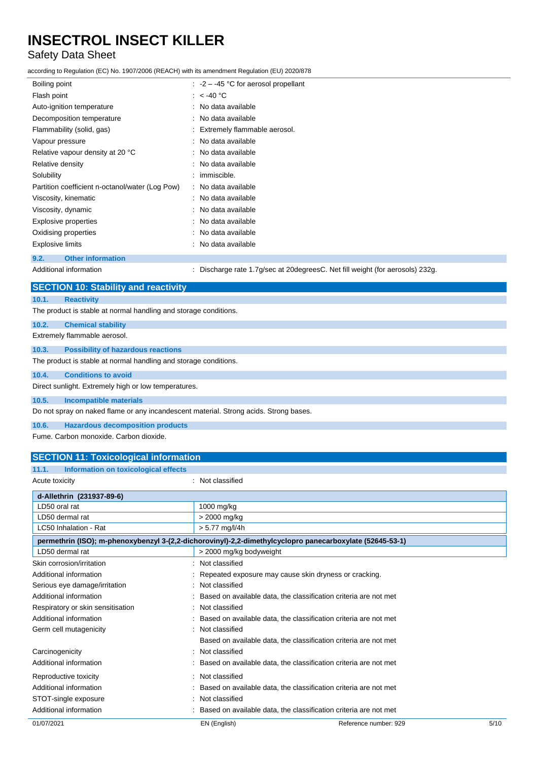| | |
|---|---|
| Boiling point | : -2 – -45 °C for aerosol propellant |
| Flash point | : < -40 °C |
| Auto-ignition temperature | : No data available |
| Decomposition temperature | : No data available |
| Flammability (solid, gas) | : Extremely flammable aerosol. |
| Vapour pressure | : No data available |
| Relative vapour density at 20 °C | : No data available |
| Relative density | : No data available |
| Solubility | : immiscible. |
| Partition coefficient n-octanol/water (Log Pow) | : No data available |
| Viscosity, kinematic | : No data available |
| Viscosity, dynamic | : No data available |
| Explosive properties | : No data available |
| Oxidising properties | : No data available |
| Explosive limits | : No data available |

### 9.2. Other information

| | |
|---|---|
| Additional information | : Discharge rate 1.7g/sec at 20degreesC. Net fill weight (for aerosols) 232g. |

## SECTION 10: Stability and reactivity

### 10.1. Reactivity

The product is stable at normal handling and storage conditions.

### 10.2. Chemical stability

Extremely flammable aerosol.

### 10.3. Possibility of hazardous reactions

The product is stable at normal handling and storage conditions.

### 10.4. Conditions to avoid

Direct sunlight. Extremely high or low temperatures.

### 10.5. Incompatible materials

Do not spray on naked flame or any incandescent material. Strong acids. Strong bases.

### 10.6. Hazardous decomposition products

Fume. Carbon monoxide. Carbon dioxide.

## SECTION 11: Toxicological information

### 11.1. Information on toxicological effects

| | |
|---|---|
| Acute toxicity | : Not classified |

| d-Allethrin (231937-89-6) | |
|---|---|
| LD50 oral rat | 1000 mg/kg |
| LD50 dermal rat | > 2000 mg/kg |
| LC50 Inhalation - Rat | > 5.77 mg/l/4h |
| **permethrin (ISO); m-phenoxybenzyl 3-(2,2-dichorovinyl)-2,2-dimethylcyclopro panecarboxylate (52645-53-1)** | |
| LD50 dermal rat | > 2000 mg/kg bodyweight |

| | |
|---|---|
| Skin corrosion/irritation | : Not classified |
| Additional information | : Repeated exposure may cause skin dryness or cracking. |
| Serious eye damage/irritation | : Not classified |
| Additional information | : Based on available data, the classification criteria are not met |
| Respiratory or skin sensitisation | : Not classified |
| Additional information | : Based on available data, the classification criteria are not met |
| Germ cell mutagenicity | : Not classified<br>Based on available data, the classification criteria are not met |
| Carcinogenicity | : Not classified |
| Additional information | : Based on available data, the classification criteria are not met |
| Reproductive toxicity | : Not classified |
| Additional information | : Based on available data, the classification criteria are not met |
| STOT-single exposure | : Not classified |
| Additional information | : Based on available data, the classification criteria are not met |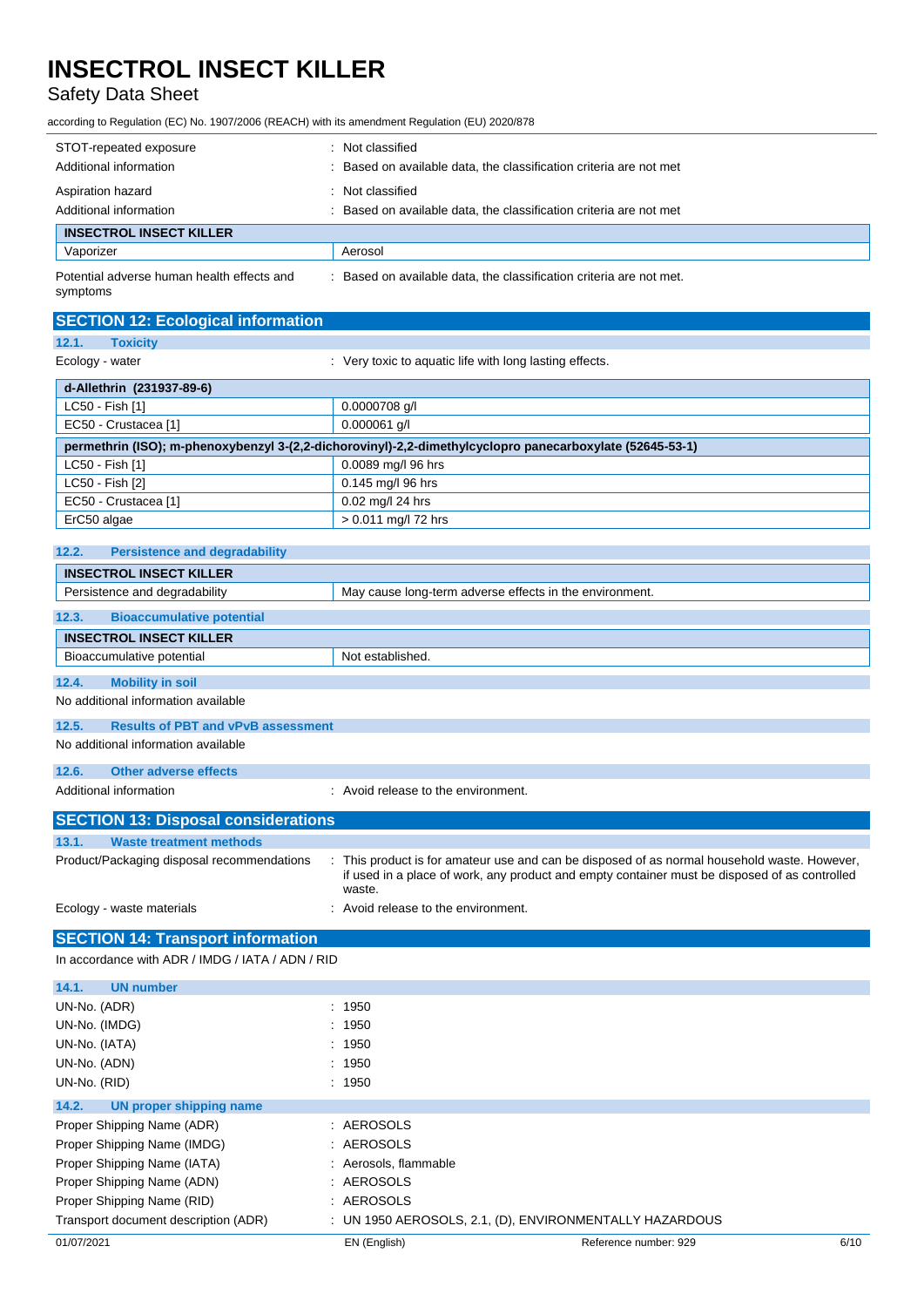| | |
|---|---|
| STOT-repeated exposure | : Not classified |
| Additional information | : Based on available data, the classification criteria are not met |
| Aspiration hazard | : Not classified |
| Additional information | : Based on available data, the classification criteria are not met |

| INSECTROL INSECT KILLER | |
|---|---|
| Vaporizer | Aerosol |

Potential adverse human health effects and symptoms : Based on available data, the classification criteria are not met.

## SECTION 12: Ecological information

### 12.1. Toxicity

Ecology - water : Very toxic to aquatic life with long lasting effects.

| d-Allethrin (231937-89-6) | |
|---|---|
| LC50 - Fish [1] | 0.0000708 g/l |
| EC50 - Crustacea [1] | 0.000061 g/l |

| permethrin (ISO); m-phenoxybenzyl 3-(2,2-dichorovinyl)-2,2-dimethylcyclopro panecarboxylate (52645-53-1) | |
|---|---|
| LC50 - Fish [1] | 0.0089 mg/l 96 hrs |
| LC50 - Fish [2] | 0.145 mg/l 96 hrs |
| EC50 - Crustacea [1] | 0.02 mg/l 24 hrs |
| ErC50 algae | > 0.011 mg/l 72 hrs |

### 12.2. Persistence and degradability

| INSECTROL INSECT KILLER | |
|---|---|
| Persistence and degradability | May cause long-term adverse effects in the environment. |

### 12.3. Bioaccumulative potential

| INSECTROL INSECT KILLER | |
|---|---|
| Bioaccumulative potential | Not established. |

### 12.4. Mobility in soil

No additional information available

### 12.5. Results of PBT and vPvB assessment

No additional information available

### 12.6. Other adverse effects

Additional information : Avoid release to the environment.

## SECTION 13: Disposal considerations

### 13.1. Waste treatment methods

Product/Packaging disposal recommendations : This product is for amateur use and can be disposed of as normal household waste. However, if used in a place of work, any product and empty container must be disposed of as controlled waste.

Ecology - waste materials : Avoid release to the environment.

## SECTION 14: Transport information

In accordance with ADR / IMDG / IATA / ADN / RID

### 14.1. UN number

| | |
|---|---|
| UN-No. (ADR) | : 1950 |
| UN-No. (IMDG) | : 1950 |
| UN-No. (IATA) | : 1950 |
| UN-No. (ADN) | : 1950 |
| UN-No. (RID) | : 1950 |

### 14.2. UN proper shipping name

| | |
|---|---|
| Proper Shipping Name (ADR) | : AEROSOLS |
| Proper Shipping Name (IMDG) | : AEROSOLS |
| Proper Shipping Name (IATA) | : Aerosols, flammable |
| Proper Shipping Name (ADN) | : AEROSOLS |
| Proper Shipping Name (RID) | : AEROSOLS |
| Transport document description (ADR) | : UN 1950 AEROSOLS, 2.1, (D), ENVIRONMENTALLY HAZARDOUS |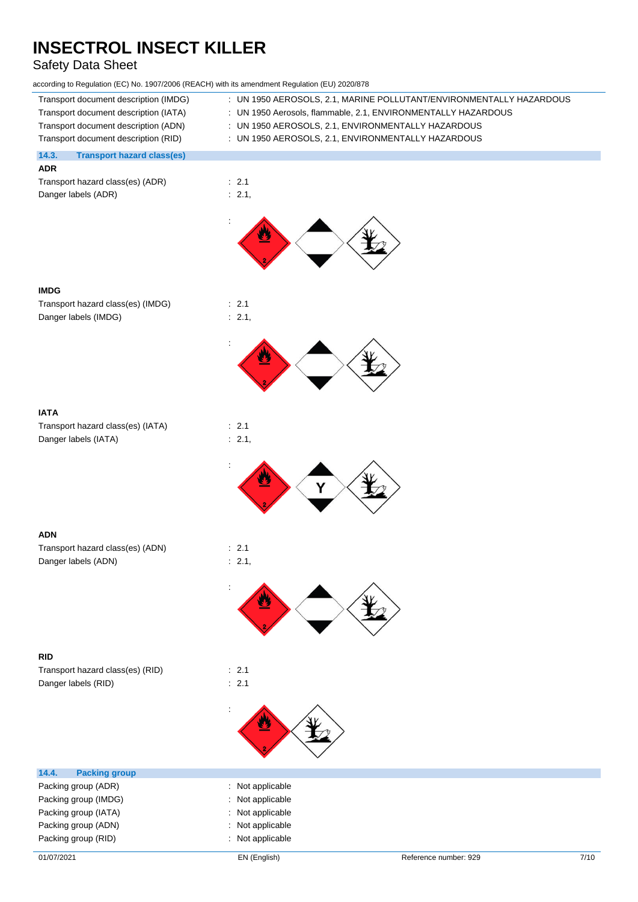| | |
|---|---|
| Transport document description (IMDG) | : UN 1950 AEROSOLS, 2.1, MARINE POLLUTANT/ENVIRONMENTALLY HAZARDOUS |
| Transport document description (IATA) | : UN 1950 Aerosols, flammable, 2.1, ENVIRONMENTALLY HAZARDOUS |
| Transport document description (ADN) | : UN 1950 AEROSOLS, 2.1, ENVIRONMENTALLY HAZARDOUS |
| Transport document description (RID) | : UN 1950 AEROSOLS, 2.1, ENVIRONMENTALLY HAZARDOUS |

## 14.3. Transport hazard class(es)

**ADR**

| | |
|---|---|
| Transport hazard class(es) (ADR) | : 2.1 |
| Danger labels (ADR) | : 2.1, |
| | : |

**IMDG**

| | |
|---|---|
| Transport hazard class(es) (IMDG) | : 2.1 |
| Danger labels (IMDG) | : 2.1, |
| | : |

**IATA**

| | |
|---|---|
| Transport hazard class(es) (IATA) | : 2.1 |
| Danger labels (IATA) | : 2.1, |
| | : |

**ADN**

| | |
|---|---|
| Transport hazard class(es) (ADN) | : 2.1 |
| Danger labels (ADN) | : 2.1, |
| | : |

**RID**

| | |
|---|---|
| Transport hazard class(es) (RID) | : 2.1 |
| Danger labels (RID) | : 2.1 |
| | : |

## 14.4. Packing group

| | |
|---|---|
| Packing group (ADR) | : Not applicable |
| Packing group (IMDG) | : Not applicable |
| Packing group (IATA) | : Not applicable |
| Packing group (ADN) | : Not applicable |
| Packing group (RID) | : Not applicable |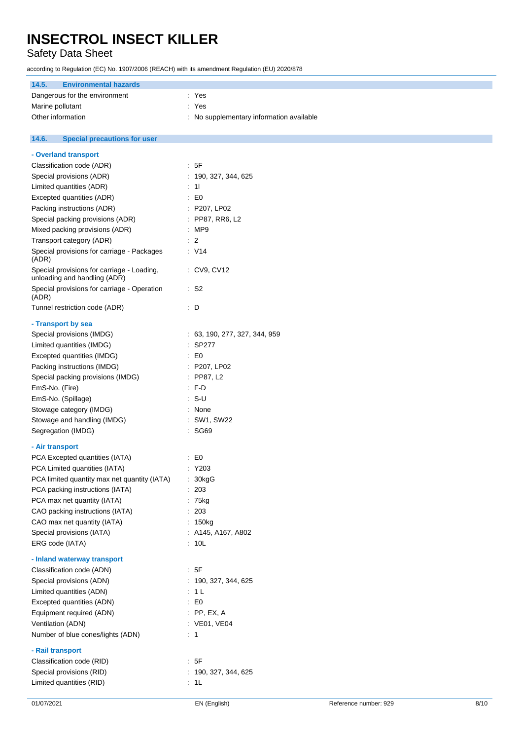### 14.5. Environmental hazards

| | |
|---|---|
| Dangerous for the environment | : Yes |
| Marine pollutant | : Yes |
| Other information | : No supplementary information available |

### 14.6. Special precautions for user

**- Overland transport**

| | |
|---|---|
| Classification code (ADR) | : 5F |
| Special provisions (ADR) | : 190, 327, 344, 625 |
| Limited quantities (ADR) | : 1l |
| Excepted quantities (ADR) | : E0 |
| Packing instructions (ADR) | : P207, LP02 |
| Special packing provisions (ADR) | : PP87, RR6, L2 |
| Mixed packing provisions (ADR) | : MP9 |
| Transport category (ADR) | : 2 |
| Special provisions for carriage - Packages (ADR) | : V14 |
| Special provisions for carriage - Loading, unloading and handling (ADR) | : CV9, CV12 |
| Special provisions for carriage - Operation (ADR) | : S2 |
| Tunnel restriction code (ADR) | : D |

**- Transport by sea**

| | |
|---|---|
| Special provisions (IMDG) | : 63, 190, 277, 327, 344, 959 |
| Limited quantities (IMDG) | : SP277 |
| Excepted quantities (IMDG) | : E0 |
| Packing instructions (IMDG) | : P207, LP02 |
| Special packing provisions (IMDG) | : PP87, L2 |
| EmS-No. (Fire) | : F-D |
| EmS-No. (Spillage) | : S-U |
| Stowage category (IMDG) | : None |
| Stowage and handling (IMDG) | : SW1, SW22 |
| Segregation (IMDG) | : SG69 |

**- Air transport**

| | |
|---|---|
| PCA Excepted quantities (IATA) | : E0 |
| PCA Limited quantities (IATA) | : Y203 |
| PCA limited quantity max net quantity (IATA) | : 30kgG |
| PCA packing instructions (IATA) | : 203 |
| PCA max net quantity (IATA) | : 75kg |
| CAO packing instructions (IATA) | : 203 |
| CAO max net quantity (IATA) | : 150kg |
| Special provisions (IATA) | : A145, A167, A802 |
| ERG code (IATA) | : 10L |

**- Inland waterway transport**

| | |
|---|---|
| Classification code (ADN) | : 5F |
| Special provisions (ADN) | : 190, 327, 344, 625 |
| Limited quantities (ADN) | : 1 L |
| Excepted quantities (ADN) | : E0 |
| Equipment required (ADN) | : PP, EX, A |
| Ventilation (ADN) | : VE01, VE04 |
| Number of blue cones/lights (ADN) | : 1 |

**- Rail transport**

| | |
|---|---|
| Classification code (RID) | : 5F |
| Special provisions (RID) | : 190, 327, 344, 625 |
| Limited quantities (RID) | : 1L |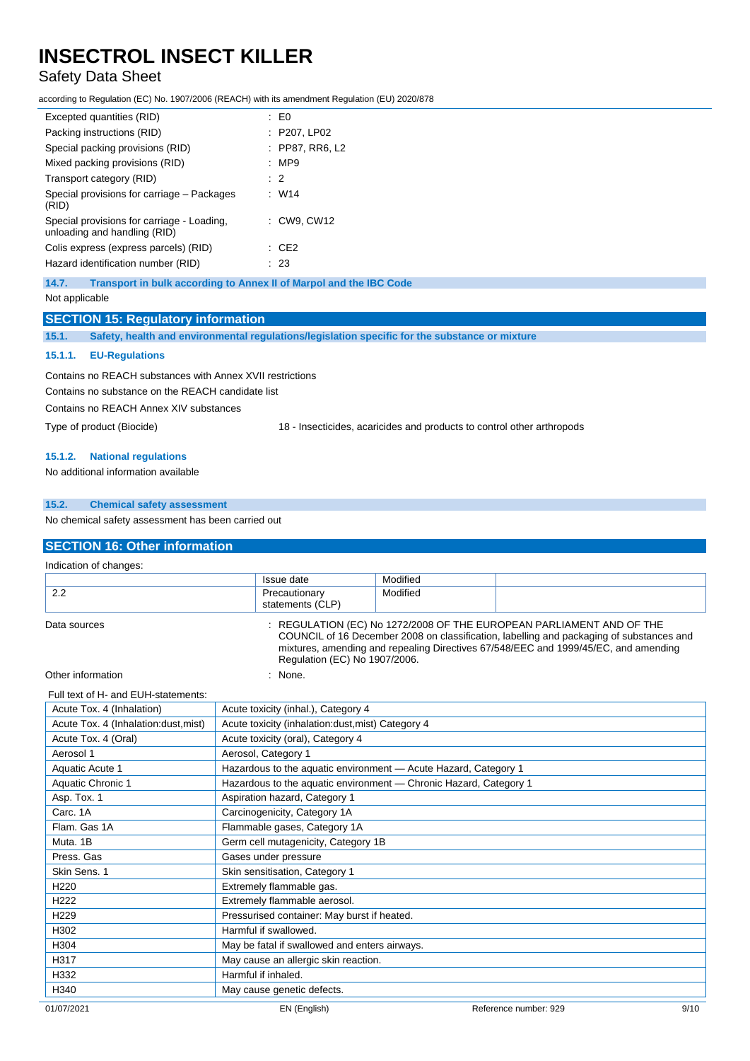| | |
|---|---|
| Excepted quantities (RID) | : E0 |
| Packing instructions (RID) | : P207, LP02 |
| Special packing provisions (RID) | : PP87, RR6, L2 |
| Mixed packing provisions (RID) | : MP9 |
| Transport category (RID) | : 2 |
| Special provisions for carriage – Packages (RID) | : W14 |
| Special provisions for carriage - Loading, unloading and handling (RID) | : CW9, CW12 |
| Colis express (express parcels) (RID) | : CE2 |
| Hazard identification number (RID) | : 23 |

### 14.7. Transport in bulk according to Annex II of Marpol and the IBC Code

Not applicable

## SECTION 15: Regulatory information

### 15.1. Safety, health and environmental regulations/legislation specific for the substance or mixture

#### 15.1.1. EU-Regulations

Contains no REACH substances with Annex XVII restrictions

Contains no substance on the REACH candidate list

Contains no REACH Annex XIV substances

Type of product (Biocide) 18 - Insecticides, acaricides and products to control other arthropods

#### 15.1.2. National regulations

No additional information available

### 15.2. Chemical safety assessment

No chemical safety assessment has been carried out

## SECTION 16: Other information

Indication of changes:

| | | | |
|---|---|---|---|
| | Issue date | Modified | |
| 2.2 | Precautionary statements (CLP) | Modified | |

Data sources : REGULATION (EC) No 1272/2008 OF THE EUROPEAN PARLIAMENT AND OF THE COUNCIL of 16 December 2008 on classification, labelling and packaging of substances and mixtures, amending and repealing Directives 67/548/EEC and 1999/45/EC, and amending Regulation (EC) No 1907/2006.

Other information : None.

Full text of H- and EUH-statements:

| | |
|---|---|
| Acute Tox. 4 (Inhalation) | Acute toxicity (inhal.), Category 4 |
| Acute Tox. 4 (Inhalation:dust,mist) | Acute toxicity (inhalation:dust,mist) Category 4 |
| Acute Tox. 4 (Oral) | Acute toxicity (oral), Category 4 |
| Aerosol 1 | Aerosol, Category 1 |
| Aquatic Acute 1 | Hazardous to the aquatic environment — Acute Hazard, Category 1 |
| Aquatic Chronic 1 | Hazardous to the aquatic environment — Chronic Hazard, Category 1 |
| Asp. Tox. 1 | Aspiration hazard, Category 1 |
| Carc. 1A | Carcinogenicity, Category 1A |
| Flam. Gas 1A | Flammable gases, Category 1A |
| Muta. 1B | Germ cell mutagenicity, Category 1B |
| Press. Gas | Gases under pressure |
| Skin Sens. 1 | Skin sensitisation, Category 1 |
| H220 | Extremely flammable gas. |
| H222 | Extremely flammable aerosol. |
| H229 | Pressurised container: May burst if heated. |
| H302 | Harmful if swallowed. |
| H304 | May be fatal if swallowed and enters airways. |
| H317 | May cause an allergic skin reaction. |
| H332 | Harmful if inhaled. |
| H340 | May cause genetic defects. |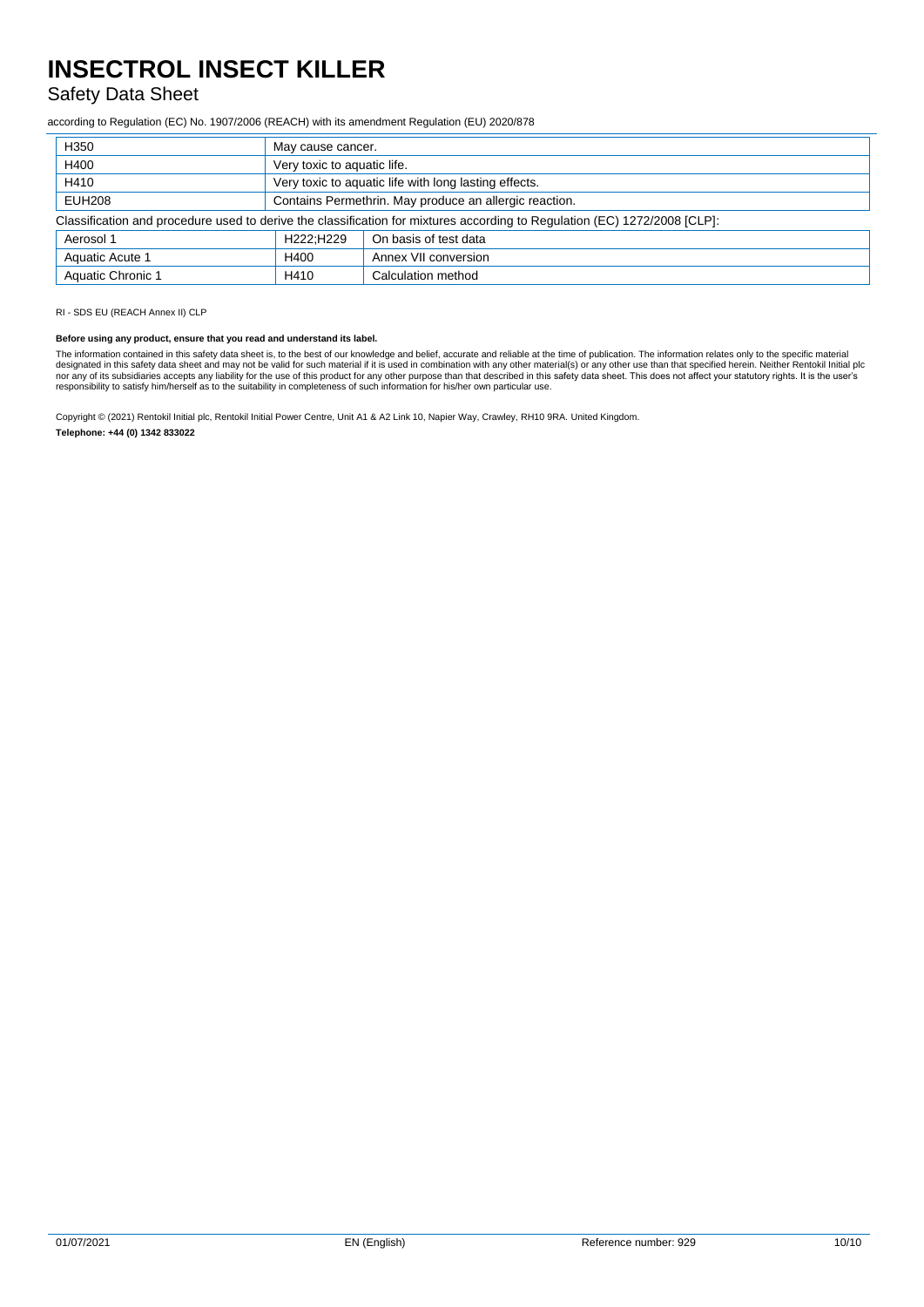| | |
|---|---|
| H350 | May cause cancer. |
| H400 | Very toxic to aquatic life. |
| H410 | Very toxic to aquatic life with long lasting effects. |
| EUH208 | Contains Permethrin. May produce an allergic reaction. |

Classification and procedure used to derive the classification for mixtures according to Regulation (EC) 1272/2008 [CLP]:

| | | |
|---|---|---|
| Aerosol 1 | H222;H229 | On basis of test data |
| Aquatic Acute 1 | H400 | Annex VII conversion |
| Aquatic Chronic 1 | H410 | Calculation method |

RI - SDS EU (REACH Annex II) CLP

**Before using any product, ensure that you read and understand its label.**

The information contained in this safety data sheet is, to the best of our knowledge and belief, accurate and reliable at the time of publication. The information relates only to the specific material designated in this safety data sheet and may not be valid for such material if it is used in combination with any other material(s) or any other use than that specified herein. Neither Rentokil Initial plc nor any of its subsidiaries accepts any liability for the use of this product for any other purpose than that described in this safety data sheet. This does not affect your statutory rights. It is the user's responsibility to satisfy him/herself as to the suitability in completeness of such information for his/her own particular use.

Copyright © (2021) Rentokil Initial plc, Rentokil Initial Power Centre, Unit A1 & A2 Link 10, Napier Way, Crawley, RH10 9RA. United Kingdom.

**Telephone: +44 (0) 1342 833022**